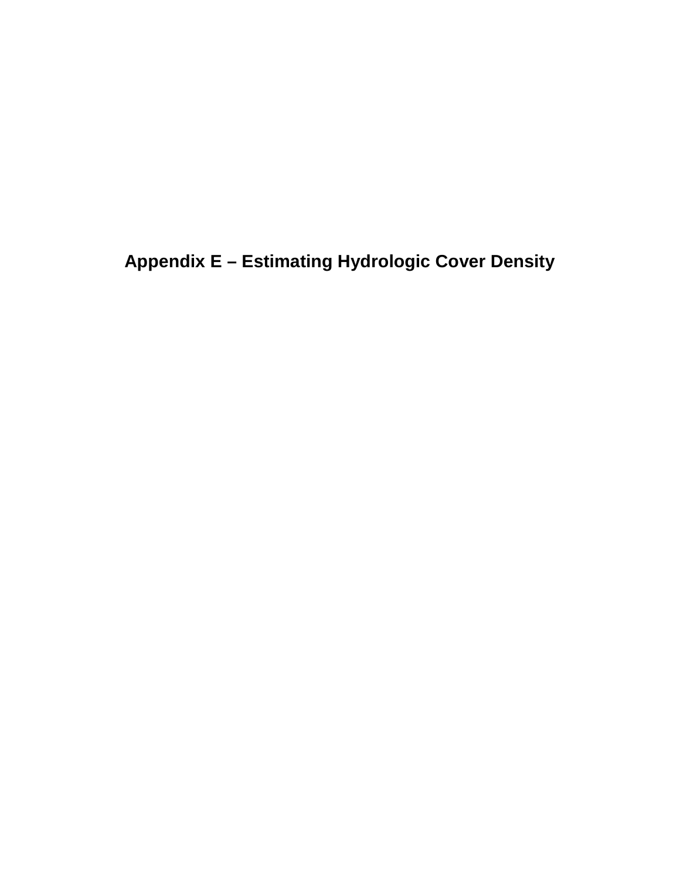# Appendix E – Estimating Hydrologic Cover Density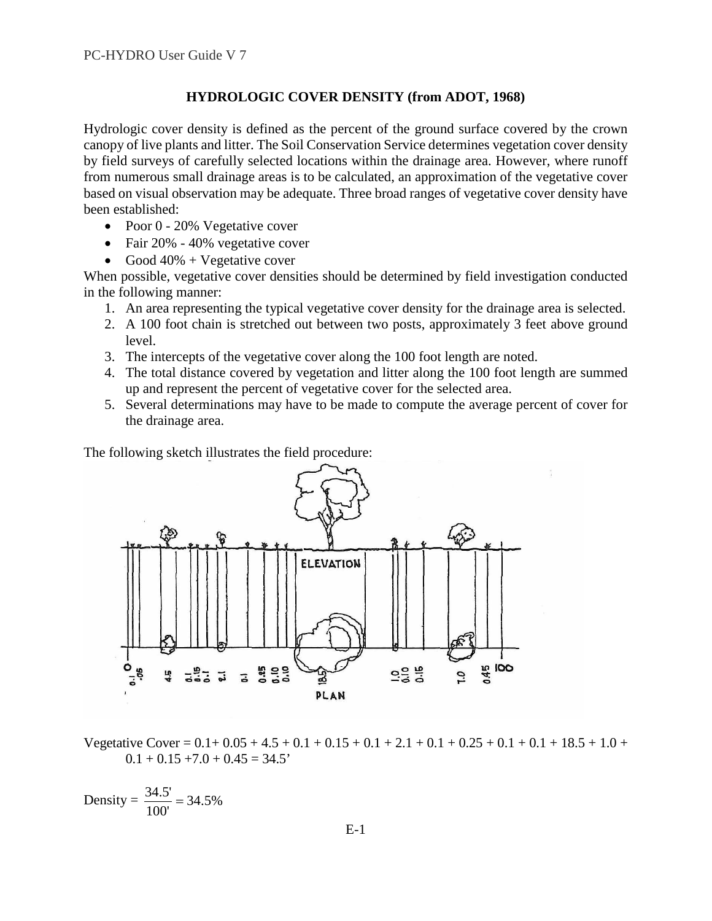## HYDROLOGIC COVER DENSITY (from ADOT, 1968)

Hydrologic cover density is defined as the percent of the ground surface covered by the crown canopy of live plants and litter. The Soil Conservation Service determines vegetation cover density by field surveys of carefully selected locations within the drainage area. However, where runoff from numerous small drainage areas is to be calculated, an approximation of the vegetative cover based on visual observation may be adequate. Three broad ranges of vegetative cover density have been established:

- Poor 0 - 20% Vegetative cover
- Fair 20% - 40% vegetative cover
- Good 40% + Vegetative cover

When possible, vegetative cover densities should be determined by field investigation conducted in the following manner:

1. An area representing the typical vegetative cover density for the drainage area is selected.
2. A 100 foot chain is stretched out between two posts, approximately 3 feet above ground level.
3. The intercepts of the vegetative cover along the 100 foot length are noted.
4. The total distance covered by vegetation and litter along the 100 foot length are summed up and represent the percent of vegetative cover for the selected area.
5. Several determinations may have to be made to compute the average percent of cover for the drainage area.

The following sketch illustrates the field procedure:

Vegetative Cover = 0.1+ 0.05 + 4.5 + 0.1 + 0.15 + 0.1 + 2.1 + 0.1 + 0.25 + 0.1 + 0.1 + 18.5 + 1.0 + 0.1 + 0.15 +7.0 + 0.45 = 34.5’

$$\text{Density} = \frac{34.5'}{100'} = 34.5\%$$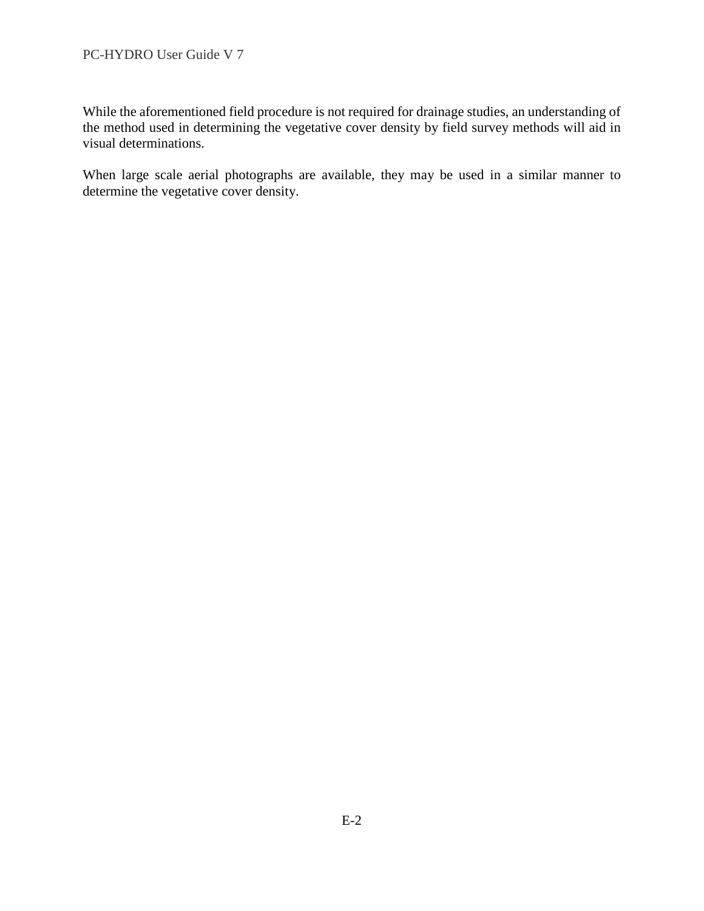While the aforementioned field procedure is not required for drainage studies, an understanding of the method used in determining the vegetative cover density by field survey methods will aid in visual determinations.

When large scale aerial photographs are available, they may be used in a similar manner to determine the vegetative cover density.